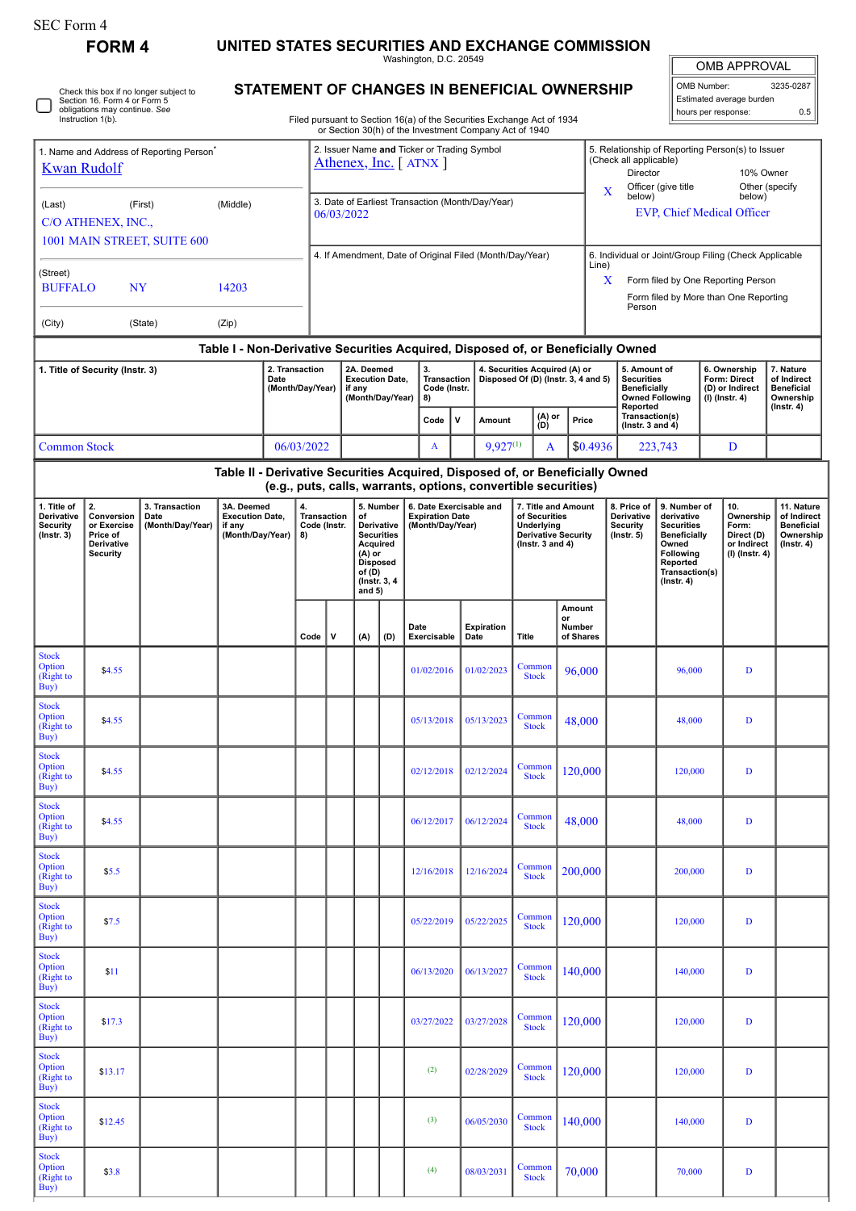SEC Form 4

**FORM 4**

# UNITED STATES SECURITIES AND EXCHANGE COMMISSION

Washington, D.C. 20549

## STATEMENT OF CHANGES IN BENEFICIAL OWNERSHIP

Filed pursuant to Section 16(a) of the Securities Exchange Act of 1934 or Section 30(h) of the Investment Company Act of 1940

| OMB APPROVAL | |
|---|---|
| OMB Number: | 3235-0287 |
| Estimated average burden | |
| hours per response: | 0.5 |

☐ Check this box if no longer subject to Section 16. Form 4 or Form 5 obligations may continue. *See* Instruction 1(b).

| 1. Name and Address of Reporting Person* | 2. Issuer Name and Ticker or Trading Symbol | 5. Relationship of Reporting Person(s) to Issuer (Check all applicable) |
|---|---|---|
| Kwan Rudolf | Athenex, Inc. [ ATNX ] | Director / 10% Owner |
| (Last) (First) (Middle) | 3. Date of Earliest Transaction (Month/Day/Year) | X Officer (give title below) / Other (specify below) |
| C/O ATHENEX, INC., 1001 MAIN STREET, SUITE 600 | 06/03/2022 | EVP, Chief Medical Officer |
| (Street) | 4. If Amendment, Date of Original Filed (Month/Day/Year) | 6. Individual or Joint/Group Filing (Check Applicable Line) |
| BUFFALO NY 14203 | | X Form filed by One Reporting Person |
| (City) (State) (Zip) | | Form filed by More than One Reporting Person |

### Table I - Non-Derivative Securities Acquired, Disposed of, or Beneficially Owned

| 1. Title of Security (Instr. 3) | 2. Transaction Date (Month/Day/Year) | 2A. Deemed Execution Date, if any (Month/Day/Year) | 3. Transaction Code (Instr. 8) | | 4. Securities Acquired (A) or Disposed Of (D) (Instr. 3, 4 and 5) | | | 5. Amount of Securities Beneficially Owned Following Reported Transaction(s) (Instr. 3 and 4) | 6. Ownership Form: Direct (D) or Indirect (I) (Instr. 4) | 7. Nature of Indirect Beneficial Ownership (Instr. 4) |
|---|---|---|---|---|---|---|---|---|---|---|
| | | | Code | V | Amount | (A) or (D) | Price | | | |
| Common Stock | 06/03/2022 | | A | | 9,927[1] | A | $0.4936 | 223,743 | D | |

### Table II - Derivative Securities Acquired, Disposed of, or Beneficially Owned (e.g., puts, calls, warrants, options, convertible securities)

| 1. Title of Derivative Security (Instr. 3) | 2. Conversion or Exercise Price of Derivative Security | 3. Transaction Date (Month/Day/Year) | 3A. Deemed Execution Date, if any (Month/Day/Year) | 4. Transaction Code (Instr. 8) | | 5. Number of Derivative Securities Acquired (A) or Disposed of (D) (Instr. 3, 4 and 5) | | 6. Date Exercisable and Expiration Date (Month/Day/Year) | | 7. Title and Amount of Securities Underlying Derivative Security (Instr. 3 and 4) | | 8. Price of Derivative Security (Instr. 5) | 9. Number of derivative Securities Beneficially Owned Following Reported Transaction(s) (Instr. 4) | 10. Ownership Form: Direct (D) or Indirect (I) (Instr. 4) | 11. Nature of Indirect Beneficial Ownership (Instr. 4) |
|---|---|---|---|---|---|---|---|---|---|---|---|---|---|---|---|
| | | | | Code | V | (A) | (D) | Date Exercisable | Expiration Date | Title | Amount or Number of Shares | | | | |
| Stock Option (Right to Buy) | $4.55 | | | | | | | 01/02/2016 | 01/02/2023 | Common Stock | 96,000 | | 96,000 | D | |
| Stock Option (Right to Buy) | $4.55 | | | | | | | 05/13/2018 | 05/13/2023 | Common Stock | 48,000 | | 48,000 | D | |
| Stock Option (Right to Buy) | $4.55 | | | | | | | 02/12/2018 | 02/12/2024 | Common Stock | 120,000 | | 120,000 | D | |
| Stock Option (Right to Buy) | $4.55 | | | | | | | 06/12/2017 | 06/12/2024 | Common Stock | 48,000 | | 48,000 | D | |
| Stock Option (Right to Buy) | $5.5 | | | | | | | 12/16/2018 | 12/16/2024 | Common Stock | 200,000 | | 200,000 | D | |
| Stock Option (Right to Buy) | $7.5 | | | | | | | 05/22/2019 | 05/22/2025 | Common Stock | 120,000 | | 120,000 | D | |
| Stock Option (Right to Buy) | $11 | | | | | | | 06/13/2020 | 06/13/2027 | Common Stock | 140,000 | | 140,000 | D | |
| Stock Option (Right to Buy) | $17.3 | | | | | | | 03/27/2022 | 03/27/2028 | Common Stock | 120,000 | | 120,000 | D | |
| Stock Option (Right to Buy) | $13.17 | | | | | | | (2) | 02/28/2029 | Common Stock | 120,000 | | 120,000 | D | |
| Stock Option (Right to Buy) | $12.45 | | | | | | | (3) | 06/05/2030 | Common Stock | 140,000 | | 140,000 | D | |
| Stock Option (Right to Buy) | $3.8 | | | | | | | (4) | 08/03/2031 | Common Stock | 70,000 | | 70,000 | D | |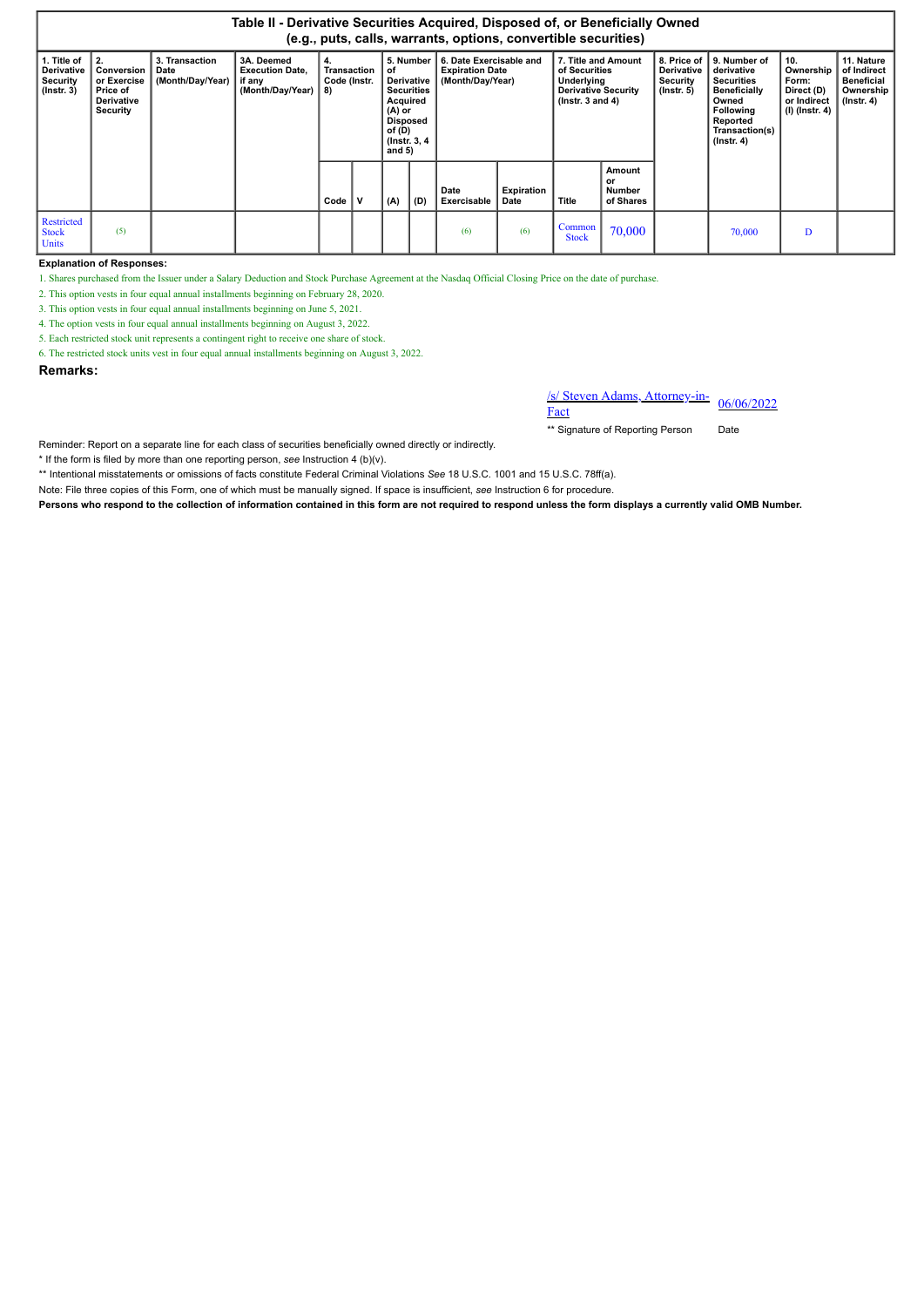## Table II - Derivative Securities Acquired, Disposed of, or Beneficially Owned
## (e.g., puts, calls, warrants, options, convertible securities)

| 1. Title of Derivative Security (Instr. 3) | 2. Conversion or Exercise Price of Derivative Security | 3. Transaction Date (Month/Day/Year) | 3A. Deemed Execution Date, if any (Month/Day/Year) | 4. Transaction Code (Instr. 8) | | 5. Number of Derivative Securities Acquired (A) or Disposed of (D) (Instr. 3, 4 and 5) | | 6. Date Exercisable and Expiration Date (Month/Day/Year) | | 7. Title and Amount of Securities Underlying Derivative Security (Instr. 3 and 4) | | 8. Price of Derivative Security (Instr. 5) | 9. Number of derivative Securities Beneficially Owned Following Reported Transaction(s) (Instr. 4) | 10. Ownership Form: Direct (D) or Indirect (I) (Instr. 4) | 11. Nature of Indirect Beneficial Ownership (Instr. 4) |
|---|---|---|---|---|---|---|---|---|---|---|---|---|---|---|---|
| | | | | Code | V | (A) | (D) | Date Exercisable | Expiration Date | Title | Amount or Number of Shares | | | | |
| Restricted Stock Units | (5) | | | | | | | (6) | (6) | Common Stock | 70,000 | | 70,000 | D | |

**Explanation of Responses:**

1. Shares purchased from the Issuer under a Salary Deduction and Stock Purchase Agreement at the Nasdaq Official Closing Price on the date of purchase.
2. This option vests in four equal annual installments beginning on February 28, 2020.
3. This option vests in four equal annual installments beginning on June 5, 2021.
4. The option vests in four equal annual installments beginning on August 3, 2022.
5. Each restricted stock unit represents a contingent right to receive one share of stock.
6. The restricted stock units vest in four equal annual installments beginning on August 3, 2022.

**Remarks:**

/s/ Steven Adams, Attorney-in-Fact 06/06/2022

** Signature of Reporting Person Date

Reminder: Report on a separate line for each class of securities beneficially owned directly or indirectly.

* If the form is filed by more than one reporting person, *see* Instruction 4 (b)(v).

** Intentional misstatements or omissions of facts constitute Federal Criminal Violations *See* 18 U.S.C. 1001 and 15 U.S.C. 78ff(a).

Note: File three copies of this Form, one of which must be manually signed. If space is insufficient, *see* Instruction 6 for procedure.

**Persons who respond to the collection of information contained in this form are not required to respond unless the form displays a currently valid OMB Number.**